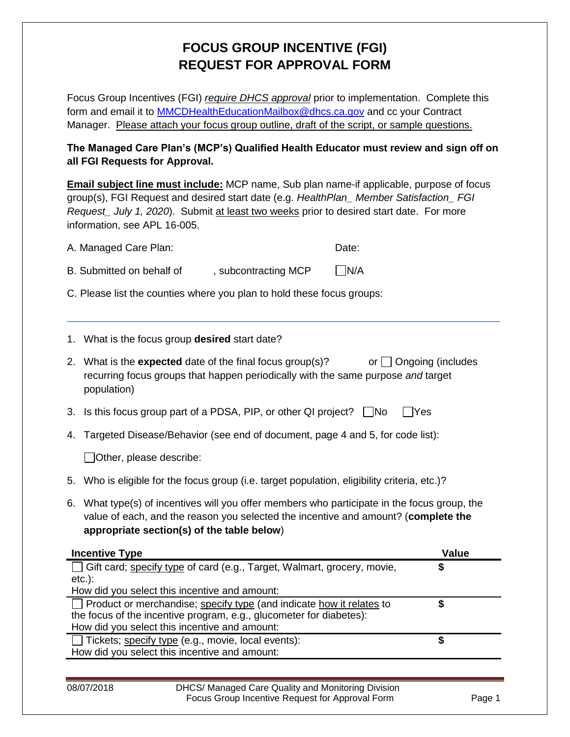# FOCUS GROUP INCENTIVE (FGI)
# REQUEST FOR APPROVAL FORM

Focus Group Incentives (FGI) *require DHCS approval* prior to implementation. Complete this form and email it to MMCDHealthEducationMailbox@dhcs.ca.gov and cc your Contract Manager. Please attach your focus group outline, draft of the script, or sample questions.

**The Managed Care Plan's (MCP's) Qualified Health Educator must review and sign off on all FGI Requests for Approval.**

**Email subject line must include:** MCP name, Sub plan name-if applicable, purpose of focus group(s), FGI Request and desired start date (e.g. *HealthPlan_ Member Satisfaction_ FGI Request_ July 1, 2020*). Submit at least two weeks prior to desired start date. For more information, see APL 16-005.

A. Managed Care Plan: Date:

B. Submitted on behalf of , subcontracting MCP ☐ N/A

C. Please list the counties where you plan to hold these focus groups:

---

1. What is the focus group **desired** start date?
2. What is the **expected** date of the final focus group(s)? or ☐ Ongoing (includes recurring focus groups that happen periodically with the same purpose *and* target population)
3. Is this focus group part of a PDSA, PIP, or other QI project? ☐ No ☐ Yes
4. Targeted Disease/Behavior (see end of document, page 4 and 5, for code list):

   ☐ Other, please describe:
5. Who is eligible for the focus group (i.e. target population, eligibility criteria, etc.)?
6. What type(s) of incentives will you offer members who participate in the focus group, the value of each, and the reason you selected the incentive and amount? (**complete the appropriate section(s) of the table below**)

| Incentive Type | Value |
|---|---|
| ☐ Gift card; specify type of card (e.g., Target, Walmart, grocery, movie, etc.):<br>How did you select this incentive and amount: | $ |
| ☐ Product or merchandise; specify type (and indicate how it relates to the focus of the incentive program, e.g., glucometer for diabetes):<br>How did you select this incentive and amount: | $ |
| ☐ Tickets; specify type (e.g., movie, local events):<br>How did you select this incentive and amount: | $ |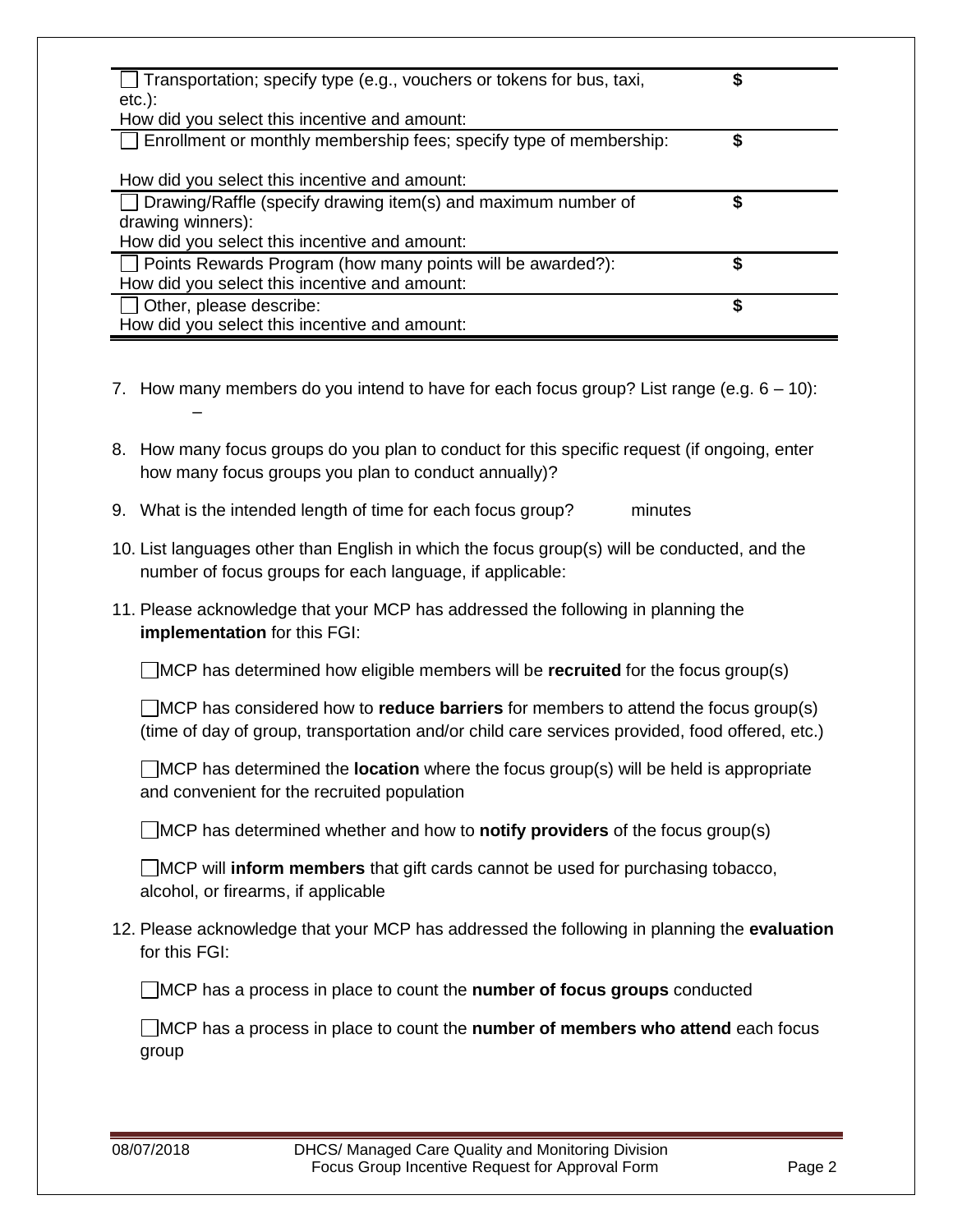| | |
|---|---|
| ☐ Transportation; specify type (e.g., vouchers or tokens for bus, taxi, etc.):<br>How did you select this incentive and amount: | $ |
| ☐ Enrollment or monthly membership fees; specify type of membership:<br><br>How did you select this incentive and amount: | $ |
| ☐ Drawing/Raffle (specify drawing item(s) and maximum number of drawing winners):<br>How did you select this incentive and amount: | $ |
| ☐ Points Rewards Program (how many points will be awarded?):<br>How did you select this incentive and amount: | $ |
| ☐ Other, please describe:<br>How did you select this incentive and amount: | $ |

7. How many members do you intend to have for each focus group? List range (e.g. 6 – 10):
   –

8. How many focus groups do you plan to conduct for this specific request (if ongoing, enter how many focus groups you plan to conduct annually)?

9. What is the intended length of time for each focus group? minutes

10. List languages other than English in which the focus group(s) will be conducted, and the number of focus groups for each language, if applicable:

11. Please acknowledge that your MCP has addressed the following in planning the **implementation** for this FGI:

    ☐ MCP has determined how eligible members will be **recruited** for the focus group(s)

    ☐ MCP has considered how to **reduce barriers** for members to attend the focus group(s) (time of day of group, transportation and/or child care services provided, food offered, etc.)

    ☐ MCP has determined the **location** where the focus group(s) will be held is appropriate and convenient for the recruited population

    ☐ MCP has determined whether and how to **notify providers** of the focus group(s)

    ☐ MCP will **inform members** that gift cards cannot be used for purchasing tobacco, alcohol, or firearms, if applicable

12. Please acknowledge that your MCP has addressed the following in planning the **evaluation** for this FGI:

    ☐ MCP has a process in place to count the **number of focus groups** conducted

    ☐ MCP has a process in place to count the **number of members who attend** each focus group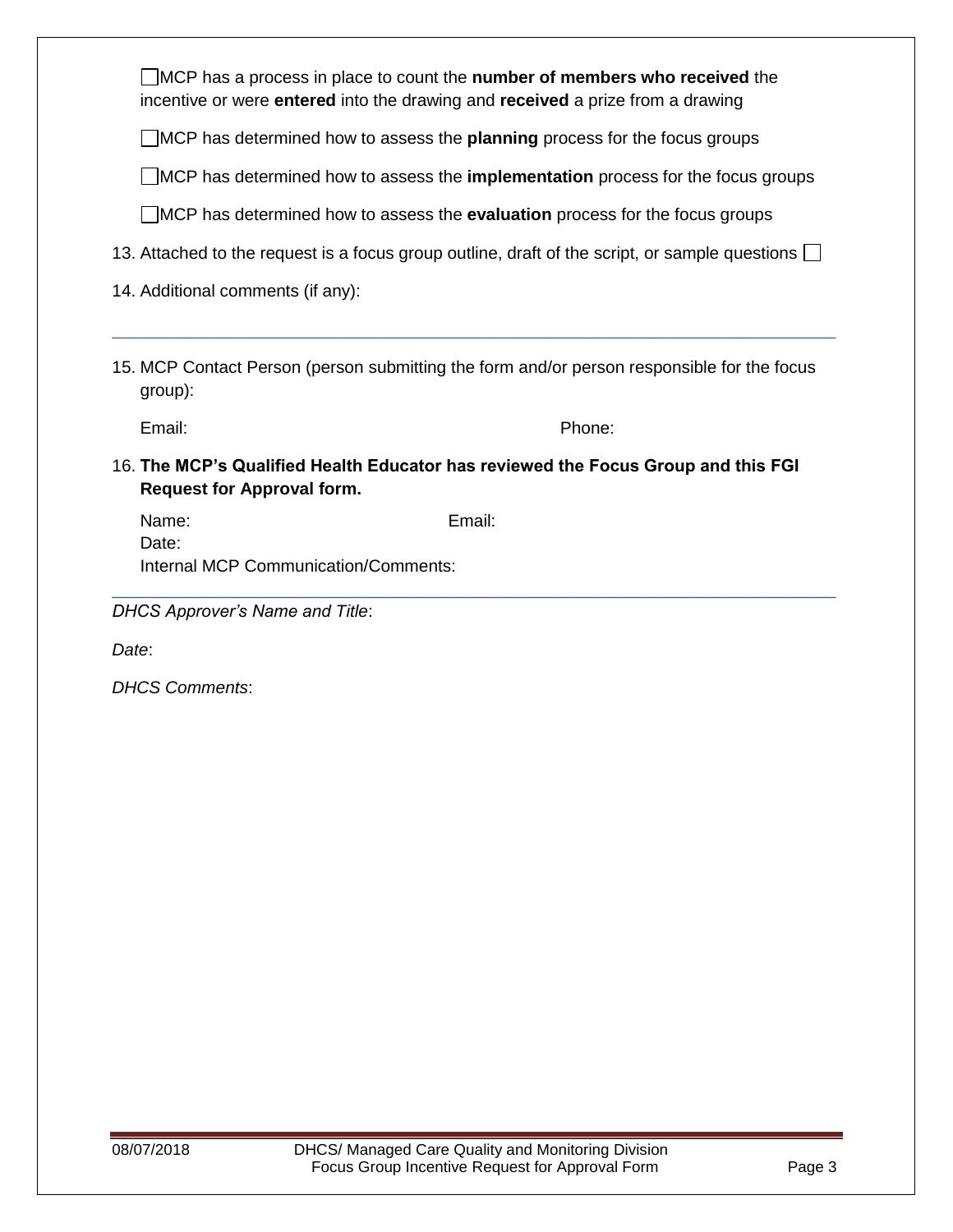☐ MCP has a process in place to count the **number of members who received** the incentive or were **entered** into the drawing and **received** a prize from a drawing

☐ MCP has determined how to assess the **planning** process for the focus groups

☐ MCP has determined how to assess the **implementation** process for the focus groups

☐ MCP has determined how to assess the **evaluation** process for the focus groups

13. Attached to the request is a focus group outline, draft of the script, or sample questions ☐

14. Additional comments (if any):

---

15. MCP Contact Person (person submitting the form and/or person responsible for the focus group):

    Email: Phone:

16. **The MCP's Qualified Health Educator has reviewed the Focus Group and this FGI Request for Approval form.**

    Name: Email:
    Date:
    Internal MCP Communication/Comments:

---

*DHCS Approver's Name and Title*:

*Date*:

*DHCS Comments*: